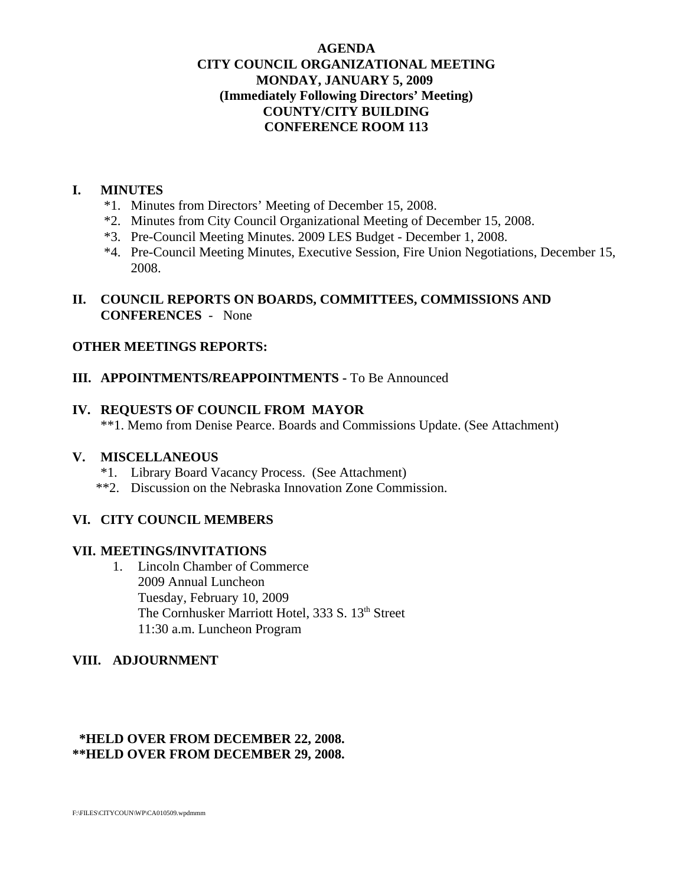# AGENDA
## CITY COUNCIL ORGANIZATIONAL MEETING
## MONDAY, JANUARY 5, 2009
## (Immediately Following Directors' Meeting)
## COUNTY/CITY BUILDING
## CONFERENCE ROOM 113

**I. MINUTES**

*1. Minutes from Directors' Meeting of December 15, 2008.

*2. Minutes from City Council Organizational Meeting of December 15, 2008.

*3. Pre-Council Meeting Minutes. 2009 LES Budget - December 1, 2008.

*4. Pre-Council Meeting Minutes, Executive Session, Fire Union Negotiations, December 15, 2008.

**II. COUNCIL REPORTS ON BOARDS, COMMITTEES, COMMISSIONS AND CONFERENCES** - None

**OTHER MEETINGS REPORTS:**

**III. APPOINTMENTS/REAPPOINTMENTS -** To Be Announced

**IV. REQUESTS OF COUNCIL FROM MAYOR**

**1. Memo from Denise Pearce. Boards and Commissions Update. (See Attachment)

**V. MISCELLANEOUS**

*1. Library Board Vacancy Process. (See Attachment)

**2. Discussion on the Nebraska Innovation Zone Commission.

**VI. CITY COUNCIL MEMBERS**

**VII. MEETINGS/INVITATIONS**

1. Lincoln Chamber of Commerce
   2009 Annual Luncheon
   Tuesday, February 10, 2009
   The Cornhusker Marriott Hotel, 333 S. 13th Street
   11:30 a.m. Luncheon Program

**VIII. ADJOURNMENT**

**\*HELD OVER FROM DECEMBER 22, 2008.**
**\*\*HELD OVER FROM DECEMBER 29, 2008.**

F:\FILES\CITYCOUN\WP\CA010509.wpdmmm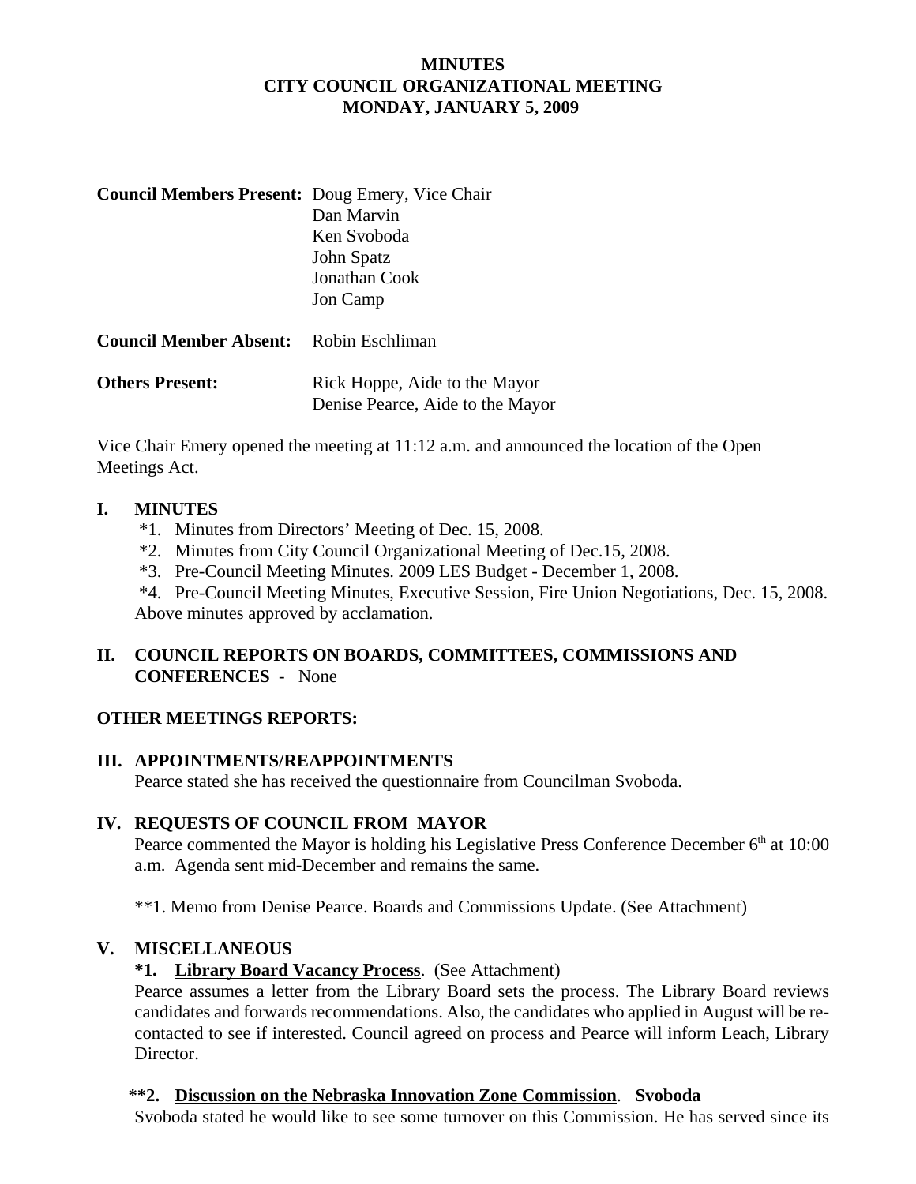**MINUTES**
**CITY COUNCIL ORGANIZATIONAL MEETING**
**MONDAY, JANUARY 5, 2009**

**Council Members Present:** Doug Emery, Vice Chair
Dan Marvin
Ken Svoboda
John Spatz
Jonathan Cook
Jon Camp

**Council Member Absent:** Robin Eschliman

**Others Present:** Rick Hoppe, Aide to the Mayor
Denise Pearce, Aide to the Mayor

Vice Chair Emery opened the meeting at 11:12 a.m. and announced the location of the Open Meetings Act.

## I. MINUTES

*1. Minutes from Directors' Meeting of Dec. 15, 2008.
*2. Minutes from City Council Organizational Meeting of Dec.15, 2008.
*3. Pre-Council Meeting Minutes. 2009 LES Budget - December 1, 2008.
*4. Pre-Council Meeting Minutes, Executive Session, Fire Union Negotiations, Dec. 15, 2008.
Above minutes approved by acclamation.

## II. COUNCIL REPORTS ON BOARDS, COMMITTEES, COMMISSIONS AND CONFERENCES - None

## OTHER MEETINGS REPORTS:

## III. APPOINTMENTS/REAPPOINTMENTS

Pearce stated she has received the questionnaire from Councilman Svoboda.

## IV. REQUESTS OF COUNCIL FROM MAYOR

Pearce commented the Mayor is holding his Legislative Press Conference December 6th at 10:00 a.m. Agenda sent mid-December and remains the same.

**1. Memo from Denise Pearce. Boards and Commissions Update. (See Attachment)

## V. MISCELLANEOUS

**\*1. Library Board Vacancy Process**. (See Attachment)
Pearce assumes a letter from the Library Board sets the process. The Library Board reviews candidates and forwards recommendations. Also, the candidates who applied in August will be re-contacted to see if interested. Council agreed on process and Pearce will inform Leach, Library Director.

**\*\*2. Discussion on the Nebraska Innovation Zone Commission**. **Svoboda**
Svoboda stated he would like to see some turnover on this Commission. He has served since its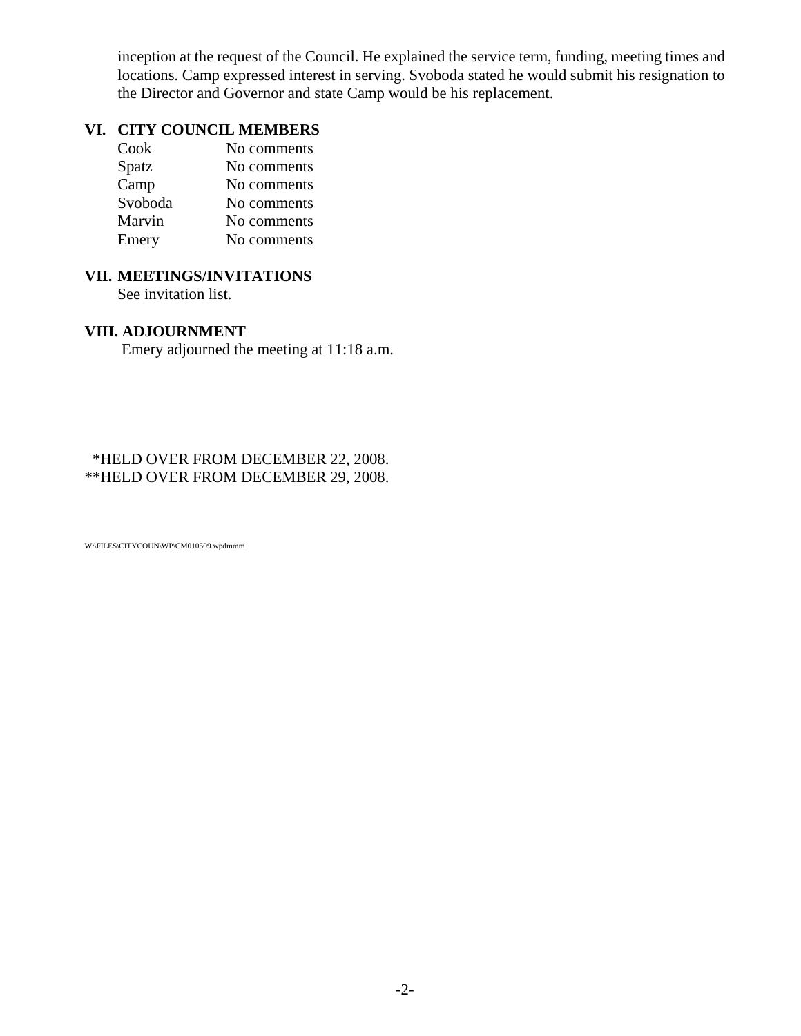inception at the request of the Council. He explained the service term, funding, meeting times and locations. Camp expressed interest in serving. Svoboda stated he would submit his resignation to the Director and Governor and state Camp would be his replacement.

## VI. CITY COUNCIL MEMBERS

| | |
|---|---|
| Cook | No comments |
| Spatz | No comments |
| Camp | No comments |
| Svoboda | No comments |
| Marvin | No comments |
| Emery | No comments |

## VII. MEETINGS/INVITATIONS

See invitation list.

## VIII. ADJOURNMENT

Emery adjourned the meeting at 11:18 a.m.

*HELD OVER FROM DECEMBER 22, 2008.
**HELD OVER FROM DECEMBER 29, 2008.

W:\FILES\CITYCOUN\WP\CM010509.wpdmmm